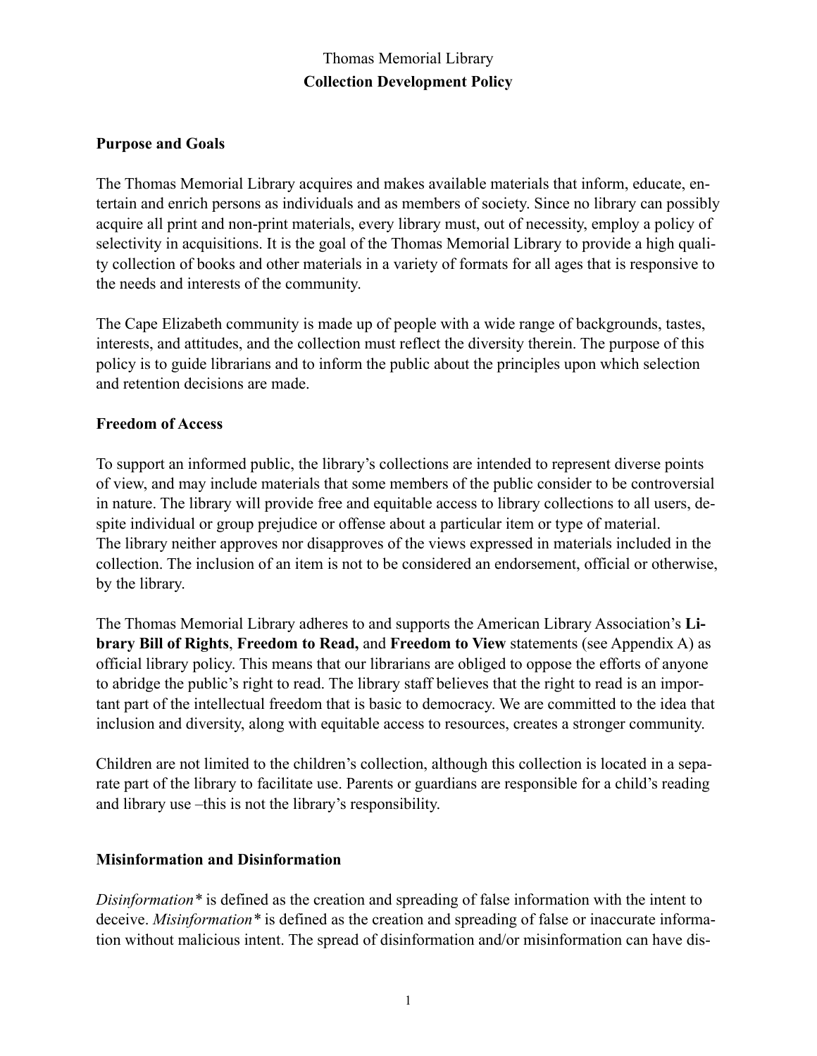Thomas Memorial Library

# Collection Development Policy

## Purpose and Goals

The Thomas Memorial Library acquires and makes available materials that inform, educate, entertain and enrich persons as individuals and as members of society. Since no library can possibly acquire all print and non-print materials, every library must, out of necessity, employ a policy of selectivity in acquisitions. It is the goal of the Thomas Memorial Library to provide a high quality collection of books and other materials in a variety of formats for all ages that is responsive to the needs and interests of the community.

The Cape Elizabeth community is made up of people with a wide range of backgrounds, tastes, interests, and attitudes, and the collection must reflect the diversity therein. The purpose of this policy is to guide librarians and to inform the public about the principles upon which selection and retention decisions are made.

## Freedom of Access

To support an informed public, the library's collections are intended to represent diverse points of view, and may include materials that some members of the public consider to be controversial in nature. The library will provide free and equitable access to library collections to all users, despite individual or group prejudice or offense about a particular item or type of material. The library neither approves nor disapproves of the views expressed in materials included in the collection. The inclusion of an item is not to be considered an endorsement, official or otherwise, by the library.

The Thomas Memorial Library adheres to and supports the American Library Association's **Library Bill of Rights**, **Freedom to Read,** and **Freedom to View** statements (see Appendix A) as official library policy. This means that our librarians are obliged to oppose the efforts of anyone to abridge the public's right to read. The library staff believes that the right to read is an important part of the intellectual freedom that is basic to democracy. We are committed to the idea that inclusion and diversity, along with equitable access to resources, creates a stronger community.

Children are not limited to the children's collection, although this collection is located in a separate part of the library to facilitate use. Parents or guardians are responsible for a child's reading and library use –this is not the library's responsibility.

## Misinformation and Disinformation

*Disinformation\** is defined as the creation and spreading of false information with the intent to deceive. *Misinformation\** is defined as the creation and spreading of false or inaccurate information without malicious intent. The spread of disinformation and/or misinformation can have dis-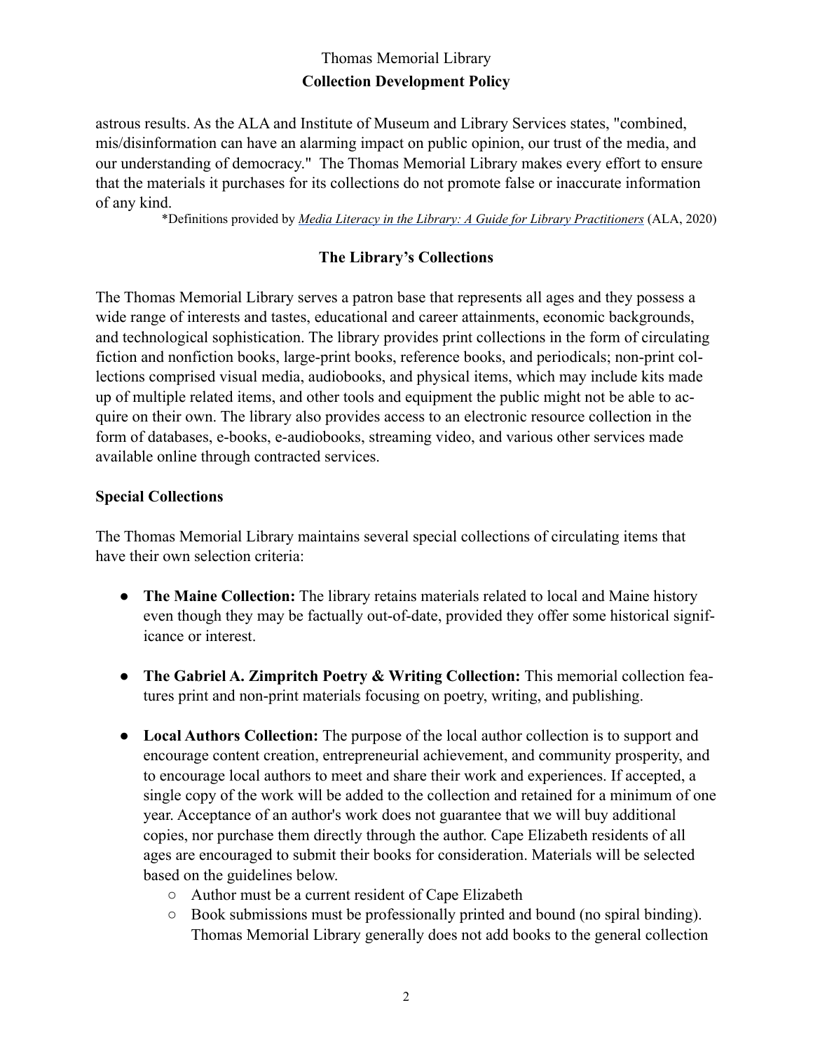astrous results. As the ALA and Institute of Museum and Library Services states, "combined, mis/disinformation can have an alarming impact on public opinion, our trust of the media, and our understanding of democracy." The Thomas Memorial Library makes every effort to ensure that the materials it purchases for its collections do not promote false or inaccurate information of any kind.

*Definitions provided by *Media Literacy in the Library: A Guide for Library Practitioners* (ALA, 2020)

## The Library's Collections

The Thomas Memorial Library serves a patron base that represents all ages and they possess a wide range of interests and tastes, educational and career attainments, economic backgrounds, and technological sophistication. The library provides print collections in the form of circulating fiction and nonfiction books, large-print books, reference books, and periodicals; non-print collections comprised visual media, audiobooks, and physical items, which may include kits made up of multiple related items, and other tools and equipment the public might not be able to acquire on their own. The library also provides access to an electronic resource collection in the form of databases, e-books, e-audiobooks, streaming video, and various other services made available online through contracted services.

### Special Collections

The Thomas Memorial Library maintains several special collections of circulating items that have their own selection criteria:

- **The Maine Collection:** The library retains materials related to local and Maine history even though they may be factually out-of-date, provided they offer some historical significance or interest.
- **The Gabriel A. Zimpritch Poetry & Writing Collection:** This memorial collection features print and non-print materials focusing on poetry, writing, and publishing.
- **Local Authors Collection:** The purpose of the local author collection is to support and encourage content creation, entrepreneurial achievement, and community prosperity, and to encourage local authors to meet and share their work and experiences. If accepted, a single copy of the work will be added to the collection and retained for a minimum of one year. Acceptance of an author's work does not guarantee that we will buy additional copies, nor purchase them directly through the author. Cape Elizabeth residents of all ages are encouraged to submit their books for consideration. Materials will be selected based on the guidelines below.
    - Author must be a current resident of Cape Elizabeth
    - Book submissions must be professionally printed and bound (no spiral binding). Thomas Memorial Library generally does not add books to the general collection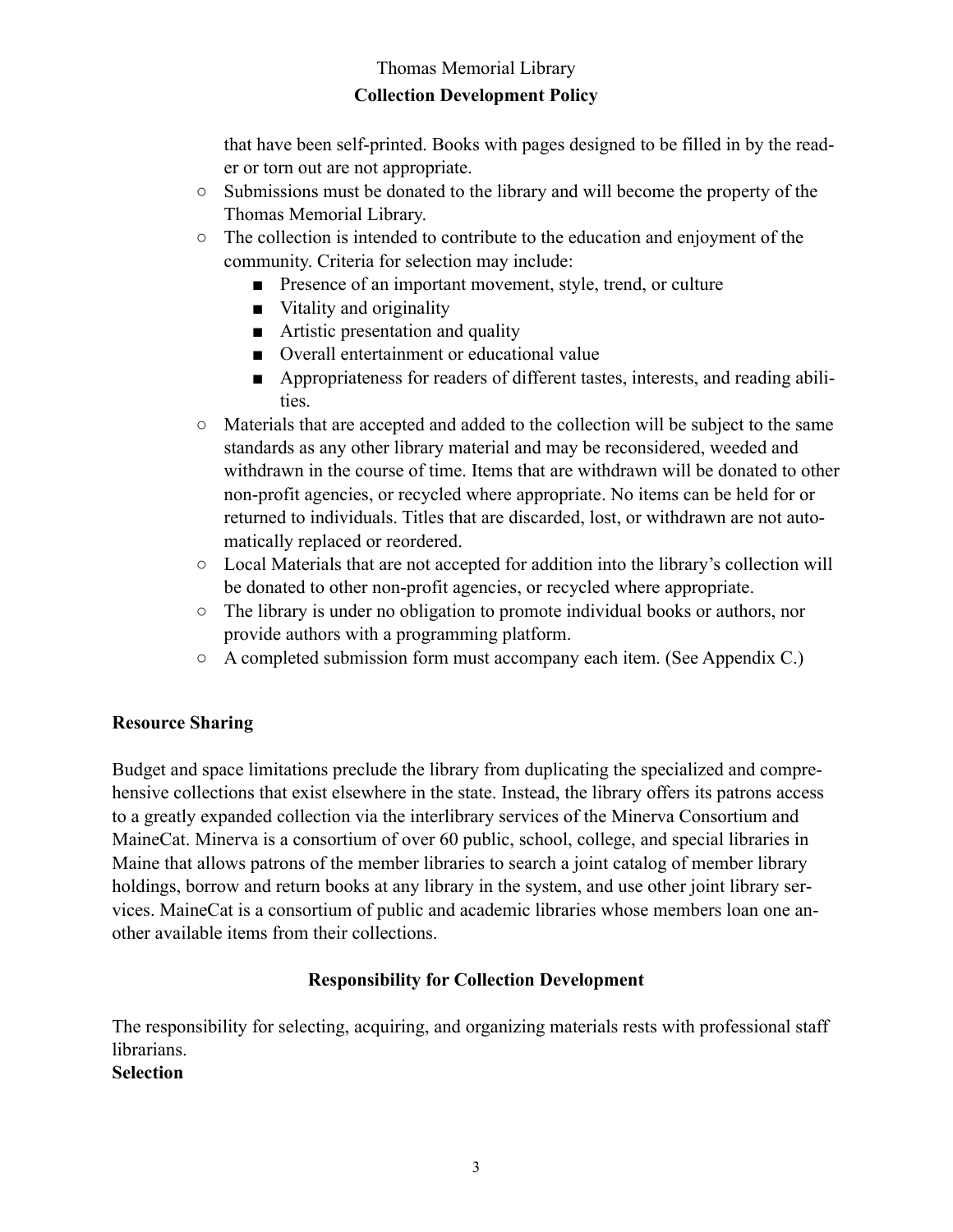that have been self-printed. Books with pages designed to be filled in by the reader or torn out are not appropriate.

- Submissions must be donated to the library and will become the property of the Thomas Memorial Library.
- The collection is intended to contribute to the education and enjoyment of the community. Criteria for selection may include:
  - Presence of an important movement, style, trend, or culture
  - Vitality and originality
  - Artistic presentation and quality
  - Overall entertainment or educational value
  - Appropriateness for readers of different tastes, interests, and reading abilities.
- Materials that are accepted and added to the collection will be subject to the same standards as any other library material and may be reconsidered, weeded and withdrawn in the course of time. Items that are withdrawn will be donated to other non-profit agencies, or recycled where appropriate. No items can be held for or returned to individuals. Titles that are discarded, lost, or withdrawn are not automatically replaced or reordered.
- Local Materials that are not accepted for addition into the library's collection will be donated to other non-profit agencies, or recycled where appropriate.
- The library is under no obligation to promote individual books or authors, nor provide authors with a programming platform.
- A completed submission form must accompany each item. (See Appendix C.)

**Resource Sharing**

Budget and space limitations preclude the library from duplicating the specialized and comprehensive collections that exist elsewhere in the state. Instead, the library offers its patrons access to a greatly expanded collection via the interlibrary services of the Minerva Consortium and MaineCat. Minerva is a consortium of over 60 public, school, college, and special libraries in Maine that allows patrons of the member libraries to search a joint catalog of member library holdings, borrow and return books at any library in the system, and use other joint library services. MaineCat is a consortium of public and academic libraries whose members loan one another available items from their collections.

## Responsibility for Collection Development

The responsibility for selecting, acquiring, and organizing materials rests with professional staff librarians.

**Selection**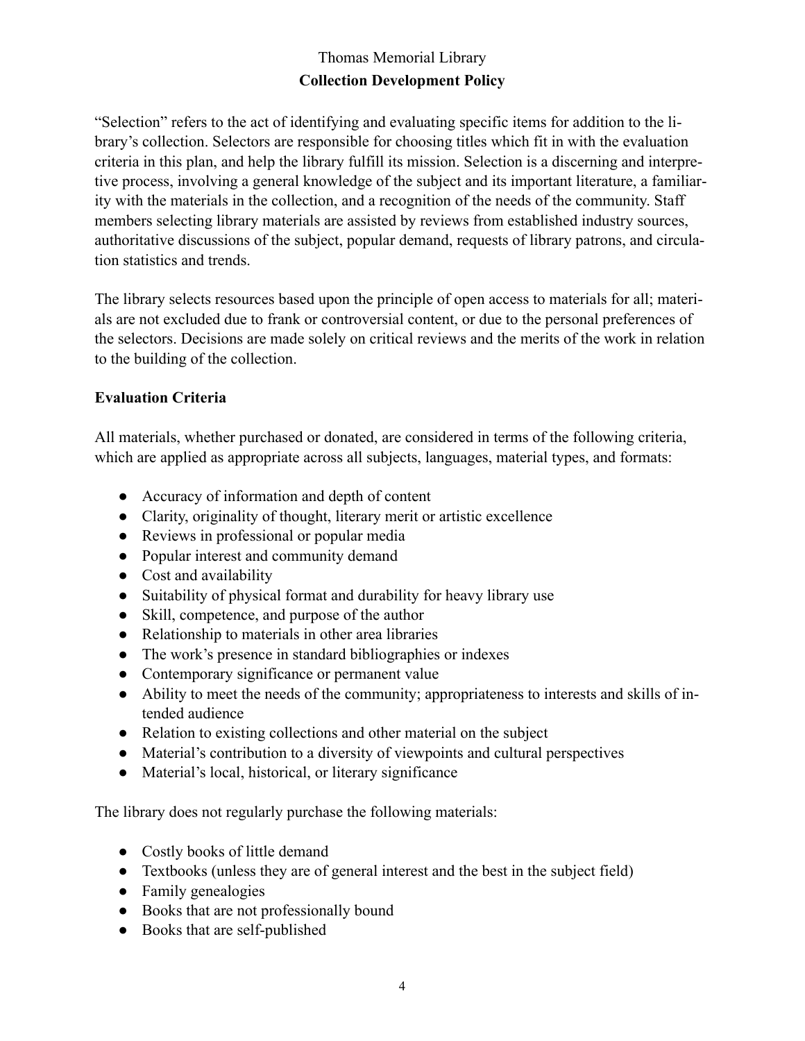Thomas Memorial Library

**Collection Development Policy**

"Selection" refers to the act of identifying and evaluating specific items for addition to the library's collection. Selectors are responsible for choosing titles which fit in with the evaluation criteria in this plan, and help the library fulfill its mission. Selection is a discerning and interpretive process, involving a general knowledge of the subject and its important literature, a familiarity with the materials in the collection, and a recognition of the needs of the community. Staff members selecting library materials are assisted by reviews from established industry sources, authoritative discussions of the subject, popular demand, requests of library patrons, and circulation statistics and trends.

The library selects resources based upon the principle of open access to materials for all; materials are not excluded due to frank or controversial content, or due to the personal preferences of the selectors. Decisions are made solely on critical reviews and the merits of the work in relation to the building of the collection.

**Evaluation Criteria**

All materials, whether purchased or donated, are considered in terms of the following criteria, which are applied as appropriate across all subjects, languages, material types, and formats:

- Accuracy of information and depth of content
- Clarity, originality of thought, literary merit or artistic excellence
- Reviews in professional or popular media
- Popular interest and community demand
- Cost and availability
- Suitability of physical format and durability for heavy library use
- Skill, competence, and purpose of the author
- Relationship to materials in other area libraries
- The work's presence in standard bibliographies or indexes
- Contemporary significance or permanent value
- Ability to meet the needs of the community; appropriateness to interests and skills of intended audience
- Relation to existing collections and other material on the subject
- Material's contribution to a diversity of viewpoints and cultural perspectives
- Material's local, historical, or literary significance

The library does not regularly purchase the following materials:

- Costly books of little demand
- Textbooks (unless they are of general interest and the best in the subject field)
- Family genealogies
- Books that are not professionally bound
- Books that are self-published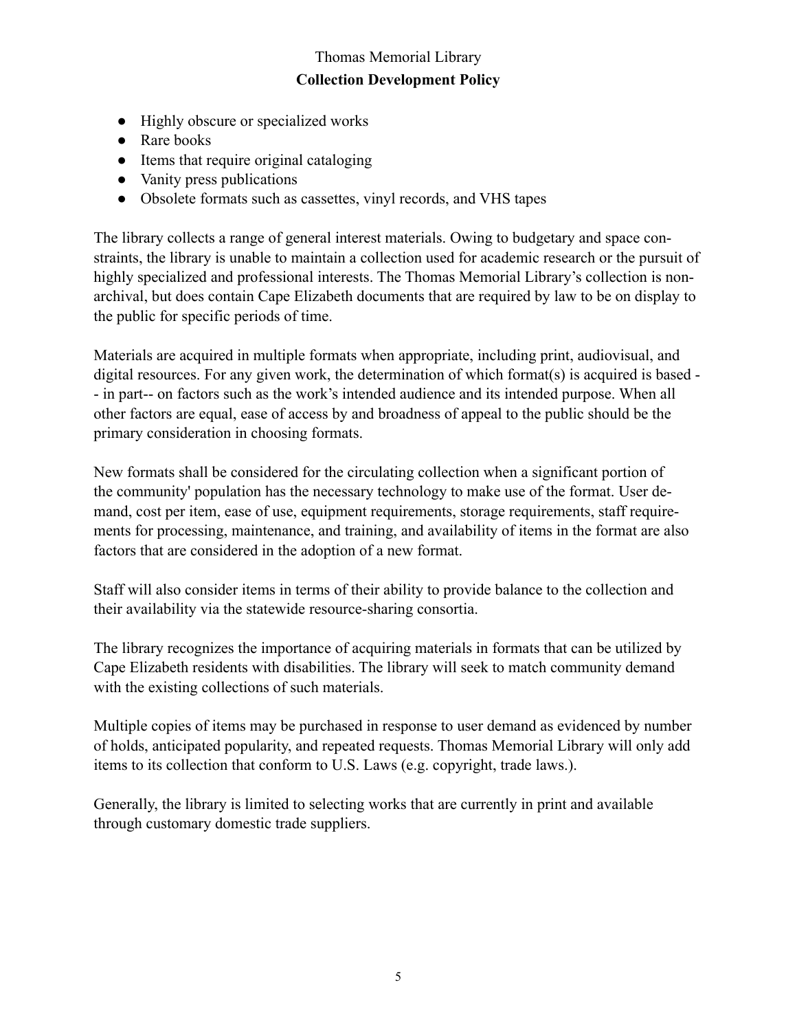- Highly obscure or specialized works
- Rare books
- Items that require original cataloging
- Vanity press publications
- Obsolete formats such as cassettes, vinyl records, and VHS tapes

The library collects a range of general interest materials. Owing to budgetary and space constraints, the library is unable to maintain a collection used for academic research or the pursuit of highly specialized and professional interests. The Thomas Memorial Library's collection is non-archival, but does contain Cape Elizabeth documents that are required by law to be on display to the public for specific periods of time.

Materials are acquired in multiple formats when appropriate, including print, audiovisual, and digital resources. For any given work, the determination of which format(s) is acquired is based -- in part-- on factors such as the work's intended audience and its intended purpose. When all other factors are equal, ease of access by and broadness of appeal to the public should be the primary consideration in choosing formats.

New formats shall be considered for the circulating collection when a significant portion of the community' population has the necessary technology to make use of the format. User demand, cost per item, ease of use, equipment requirements, storage requirements, staff requirements for processing, maintenance, and training, and availability of items in the format are also factors that are considered in the adoption of a new format.

Staff will also consider items in terms of their ability to provide balance to the collection and their availability via the statewide resource-sharing consortia.

The library recognizes the importance of acquiring materials in formats that can be utilized by Cape Elizabeth residents with disabilities. The library will seek to match community demand with the existing collections of such materials.

Multiple copies of items may be purchased in response to user demand as evidenced by number of holds, anticipated popularity, and repeated requests. Thomas Memorial Library will only add items to its collection that conform to U.S. Laws (e.g. copyright, trade laws.).

Generally, the library is limited to selecting works that are currently in print and available through customary domestic trade suppliers.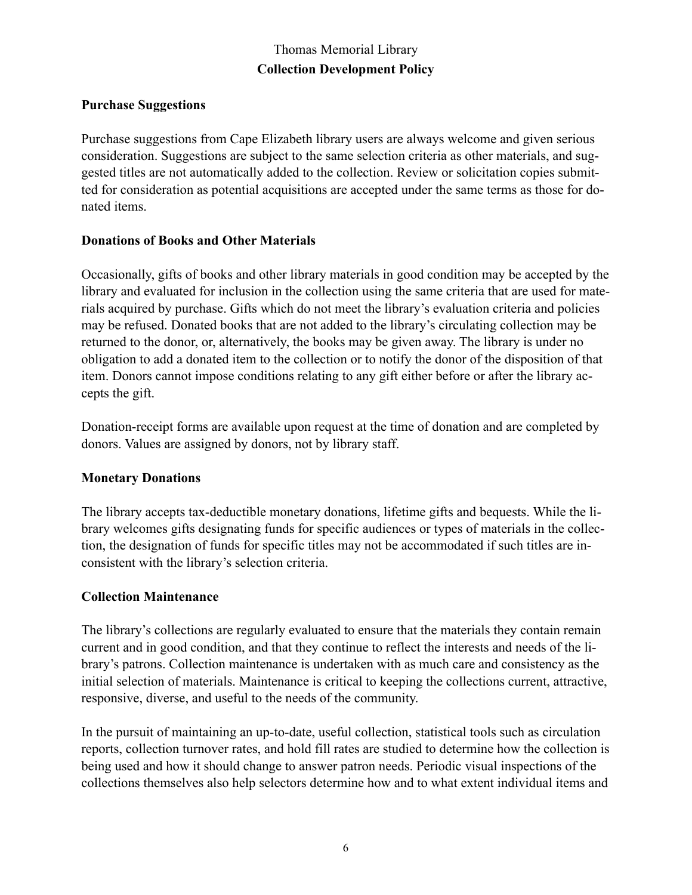## Purchase Suggestions

Purchase suggestions from Cape Elizabeth library users are always welcome and given serious consideration. Suggestions are subject to the same selection criteria as other materials, and suggested titles are not automatically added to the collection. Review or solicitation copies submitted for consideration as potential acquisitions are accepted under the same terms as those for donated items.

## Donations of Books and Other Materials

Occasionally, gifts of books and other library materials in good condition may be accepted by the library and evaluated for inclusion in the collection using the same criteria that are used for materials acquired by purchase. Gifts which do not meet the library's evaluation criteria and policies may be refused. Donated books that are not added to the library's circulating collection may be returned to the donor, or, alternatively, the books may be given away. The library is under no obligation to add a donated item to the collection or to notify the donor of the disposition of that item. Donors cannot impose conditions relating to any gift either before or after the library accepts the gift.

Donation-receipt forms are available upon request at the time of donation and are completed by donors. Values are assigned by donors, not by library staff.

## Monetary Donations

The library accepts tax-deductible monetary donations, lifetime gifts and bequests. While the library welcomes gifts designating funds for specific audiences or types of materials in the collection, the designation of funds for specific titles may not be accommodated if such titles are inconsistent with the library's selection criteria.

## Collection Maintenance

The library's collections are regularly evaluated to ensure that the materials they contain remain current and in good condition, and that they continue to reflect the interests and needs of the library's patrons. Collection maintenance is undertaken with as much care and consistency as the initial selection of materials. Maintenance is critical to keeping the collections current, attractive, responsive, diverse, and useful to the needs of the community.

In the pursuit of maintaining an up-to-date, useful collection, statistical tools such as circulation reports, collection turnover rates, and hold fill rates are studied to determine how the collection is being used and how it should change to answer patron needs. Periodic visual inspections of the collections themselves also help selectors determine how and to what extent individual items and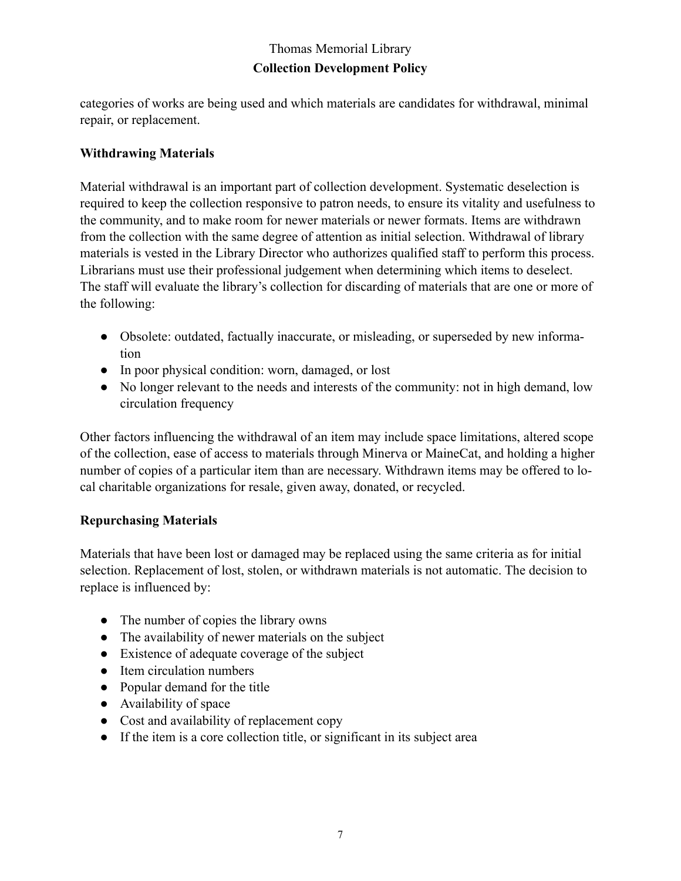categories of works are being used and which materials are candidates for withdrawal, minimal repair, or replacement.

### Withdrawing Materials

Material withdrawal is an important part of collection development. Systematic deselection is required to keep the collection responsive to patron needs, to ensure its vitality and usefulness to the community, and to make room for newer materials or newer formats. Items are withdrawn from the collection with the same degree of attention as initial selection. Withdrawal of library materials is vested in the Library Director who authorizes qualified staff to perform this process. Librarians must use their professional judgement when determining which items to deselect. The staff will evaluate the library's collection for discarding of materials that are one or more of the following:

- Obsolete: outdated, factually inaccurate, or misleading, or superseded by new information
- In poor physical condition: worn, damaged, or lost
- No longer relevant to the needs and interests of the community: not in high demand, low circulation frequency

Other factors influencing the withdrawal of an item may include space limitations, altered scope of the collection, ease of access to materials through Minerva or MaineCat, and holding a higher number of copies of a particular item than are necessary. Withdrawn items may be offered to local charitable organizations for resale, given away, donated, or recycled.

### Repurchasing Materials

Materials that have been lost or damaged may be replaced using the same criteria as for initial selection. Replacement of lost, stolen, or withdrawn materials is not automatic. The decision to replace is influenced by:

- The number of copies the library owns
- The availability of newer materials on the subject
- Existence of adequate coverage of the subject
- Item circulation numbers
- Popular demand for the title
- Availability of space
- Cost and availability of replacement copy
- If the item is a core collection title, or significant in its subject area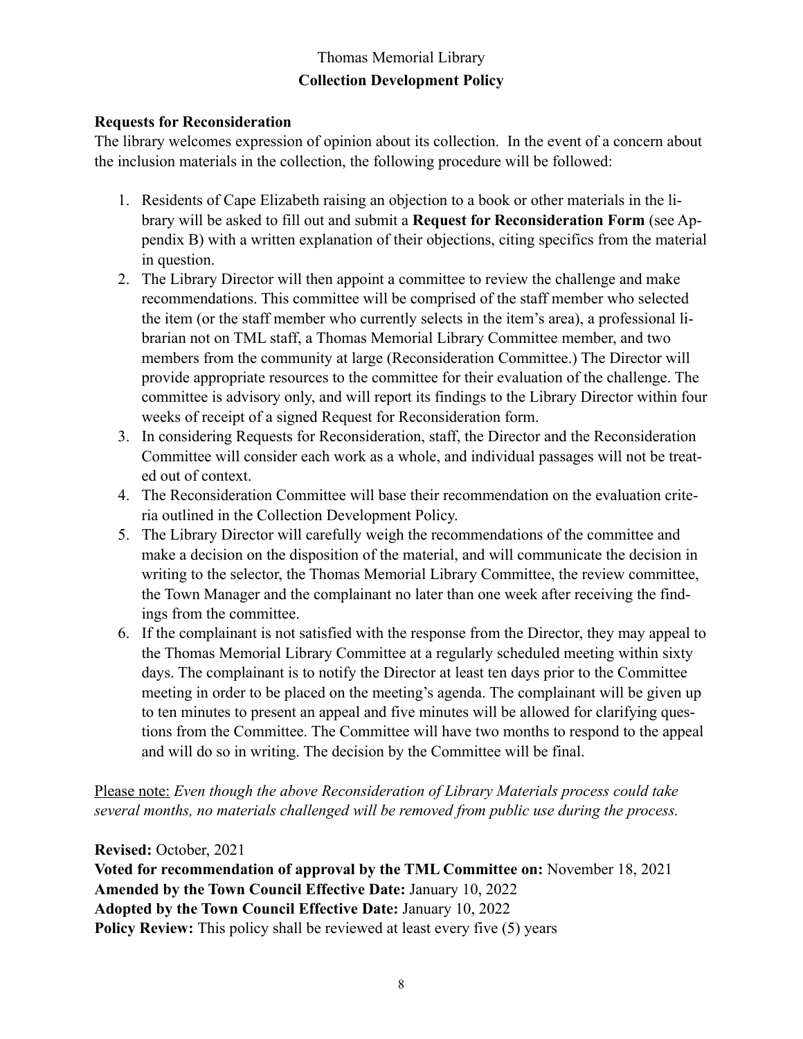Thomas Memorial Library

**Collection Development Policy**

**Requests for Reconsideration**

The library welcomes expression of opinion about its collection. In the event of a concern about the inclusion materials in the collection, the following procedure will be followed:

1. Residents of Cape Elizabeth raising an objection to a book or other materials in the library will be asked to fill out and submit a **Request for Reconsideration Form** (see Appendix B) with a written explanation of their objections, citing specifics from the material in question.
2. The Library Director will then appoint a committee to review the challenge and make recommendations. This committee will be comprised of the staff member who selected the item (or the staff member who currently selects in the item's area), a professional librarian not on TML staff, a Thomas Memorial Library Committee member, and two members from the community at large (Reconsideration Committee.) The Director will provide appropriate resources to the committee for their evaluation of the challenge. The committee is advisory only, and will report its findings to the Library Director within four weeks of receipt of a signed Request for Reconsideration form.
3. In considering Requests for Reconsideration, staff, the Director and the Reconsideration Committee will consider each work as a whole, and individual passages will not be treated out of context.
4. The Reconsideration Committee will base their recommendation on the evaluation criteria outlined in the Collection Development Policy.
5. The Library Director will carefully weigh the recommendations of the committee and make a decision on the disposition of the material, and will communicate the decision in writing to the selector, the Thomas Memorial Library Committee, the review committee, the Town Manager and the complainant no later than one week after receiving the findings from the committee.
6. If the complainant is not satisfied with the response from the Director, they may appeal to the Thomas Memorial Library Committee at a regularly scheduled meeting within sixty days. The complainant is to notify the Director at least ten days prior to the Committee meeting in order to be placed on the meeting's agenda. The complainant will be given up to ten minutes to present an appeal and five minutes will be allowed for clarifying questions from the Committee. The Committee will have two months to respond to the appeal and will do so in writing. The decision by the Committee will be final.

<u>Please note:</u> *Even though the above Reconsideration of Library Materials process could take several months, no materials challenged will be removed from public use during the process.*

**Revised:** October, 2021
**Voted for recommendation of approval by the TML Committee on:** November 18, 2021
**Amended by the Town Council Effective Date:** January 10, 2022
**Adopted by the Town Council Effective Date:** January 10, 2022
**Policy Review:** This policy shall be reviewed at least every five (5) years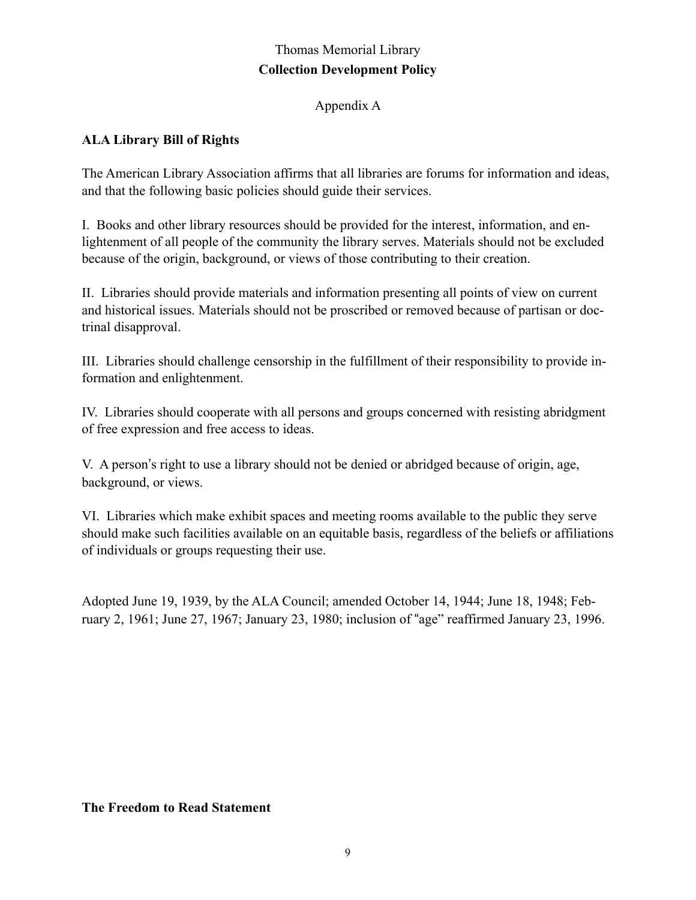Thomas Memorial Library

**Collection Development Policy**

Appendix A

## ALA Library Bill of Rights

The American Library Association affirms that all libraries are forums for information and ideas, and that the following basic policies should guide their services.

I. Books and other library resources should be provided for the interest, information, and enlightenment of all people of the community the library serves. Materials should not be excluded because of the origin, background, or views of those contributing to their creation.

II. Libraries should provide materials and information presenting all points of view on current and historical issues. Materials should not be proscribed or removed because of partisan or doctrinal disapproval.

III. Libraries should challenge censorship in the fulfillment of their responsibility to provide information and enlightenment.

IV. Libraries should cooperate with all persons and groups concerned with resisting abridgment of free expression and free access to ideas.

V. A person's right to use a library should not be denied or abridged because of origin, age, background, or views.

VI. Libraries which make exhibit spaces and meeting rooms available to the public they serve should make such facilities available on an equitable basis, regardless of the beliefs or affiliations of individuals or groups requesting their use.

Adopted June 19, 1939, by the ALA Council; amended October 14, 1944; June 18, 1948; February 2, 1961; June 27, 1967; January 23, 1980; inclusion of "age" reaffirmed January 23, 1996.

## The Freedom to Read Statement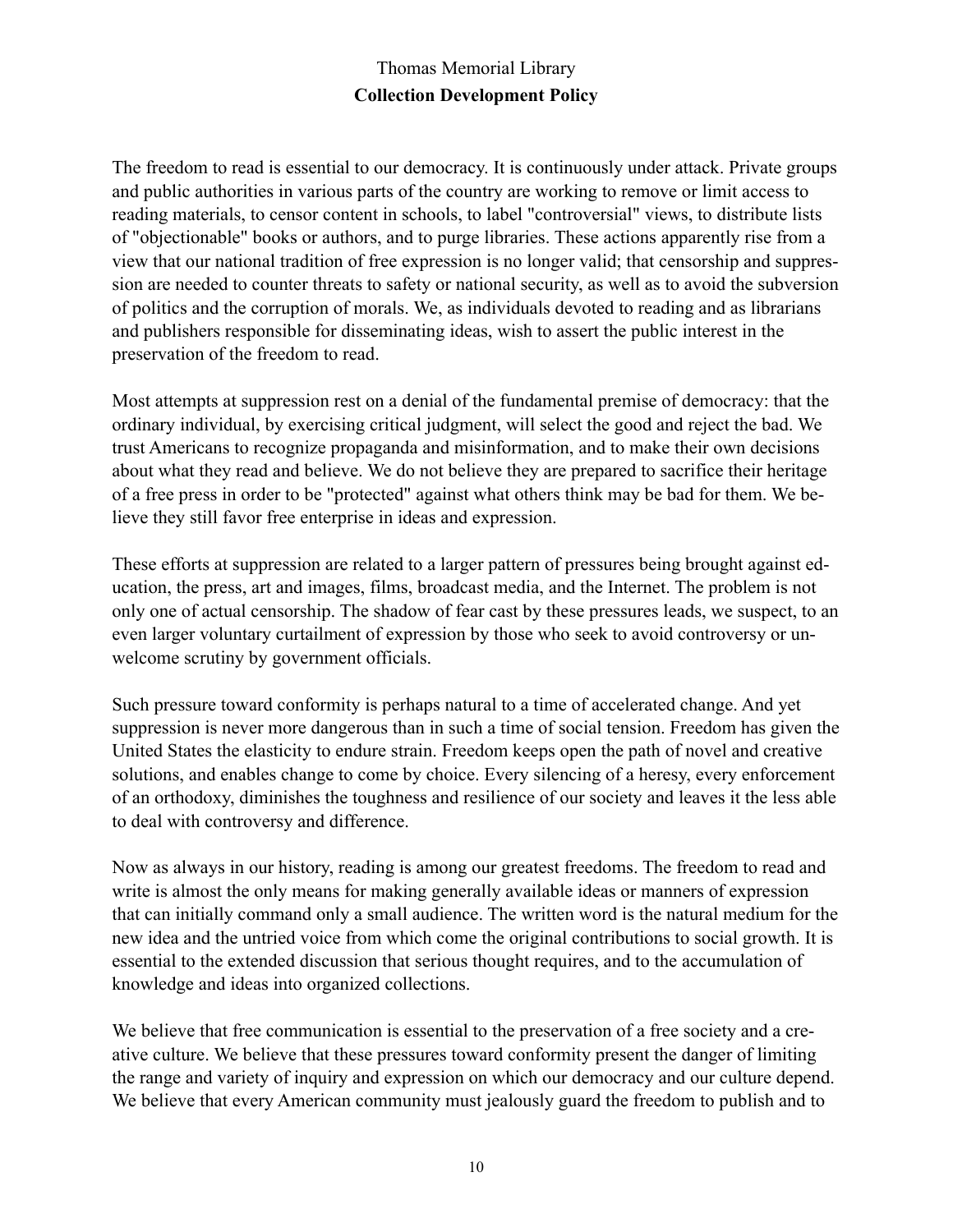Thomas Memorial Library

**Collection Development Policy**

The freedom to read is essential to our democracy. It is continuously under attack. Private groups and public authorities in various parts of the country are working to remove or limit access to reading materials, to censor content in schools, to label "controversial" views, to distribute lists of "objectionable" books or authors, and to purge libraries. These actions apparently rise from a view that our national tradition of free expression is no longer valid; that censorship and suppression are needed to counter threats to safety or national security, as well as to avoid the subversion of politics and the corruption of morals. We, as individuals devoted to reading and as librarians and publishers responsible for disseminating ideas, wish to assert the public interest in the preservation of the freedom to read.

Most attempts at suppression rest on a denial of the fundamental premise of democracy: that the ordinary individual, by exercising critical judgment, will select the good and reject the bad. We trust Americans to recognize propaganda and misinformation, and to make their own decisions about what they read and believe. We do not believe they are prepared to sacrifice their heritage of a free press in order to be "protected" against what others think may be bad for them. We believe they still favor free enterprise in ideas and expression.

These efforts at suppression are related to a larger pattern of pressures being brought against education, the press, art and images, films, broadcast media, and the Internet. The problem is not only one of actual censorship. The shadow of fear cast by these pressures leads, we suspect, to an even larger voluntary curtailment of expression by those who seek to avoid controversy or unwelcome scrutiny by government officials.

Such pressure toward conformity is perhaps natural to a time of accelerated change. And yet suppression is never more dangerous than in such a time of social tension. Freedom has given the United States the elasticity to endure strain. Freedom keeps open the path of novel and creative solutions, and enables change to come by choice. Every silencing of a heresy, every enforcement of an orthodoxy, diminishes the toughness and resilience of our society and leaves it the less able to deal with controversy and difference.

Now as always in our history, reading is among our greatest freedoms. The freedom to read and write is almost the only means for making generally available ideas or manners of expression that can initially command only a small audience. The written word is the natural medium for the new idea and the untried voice from which come the original contributions to social growth. It is essential to the extended discussion that serious thought requires, and to the accumulation of knowledge and ideas into organized collections.

We believe that free communication is essential to the preservation of a free society and a creative culture. We believe that these pressures toward conformity present the danger of limiting the range and variety of inquiry and expression on which our democracy and our culture depend. We believe that every American community must jealously guard the freedom to publish and to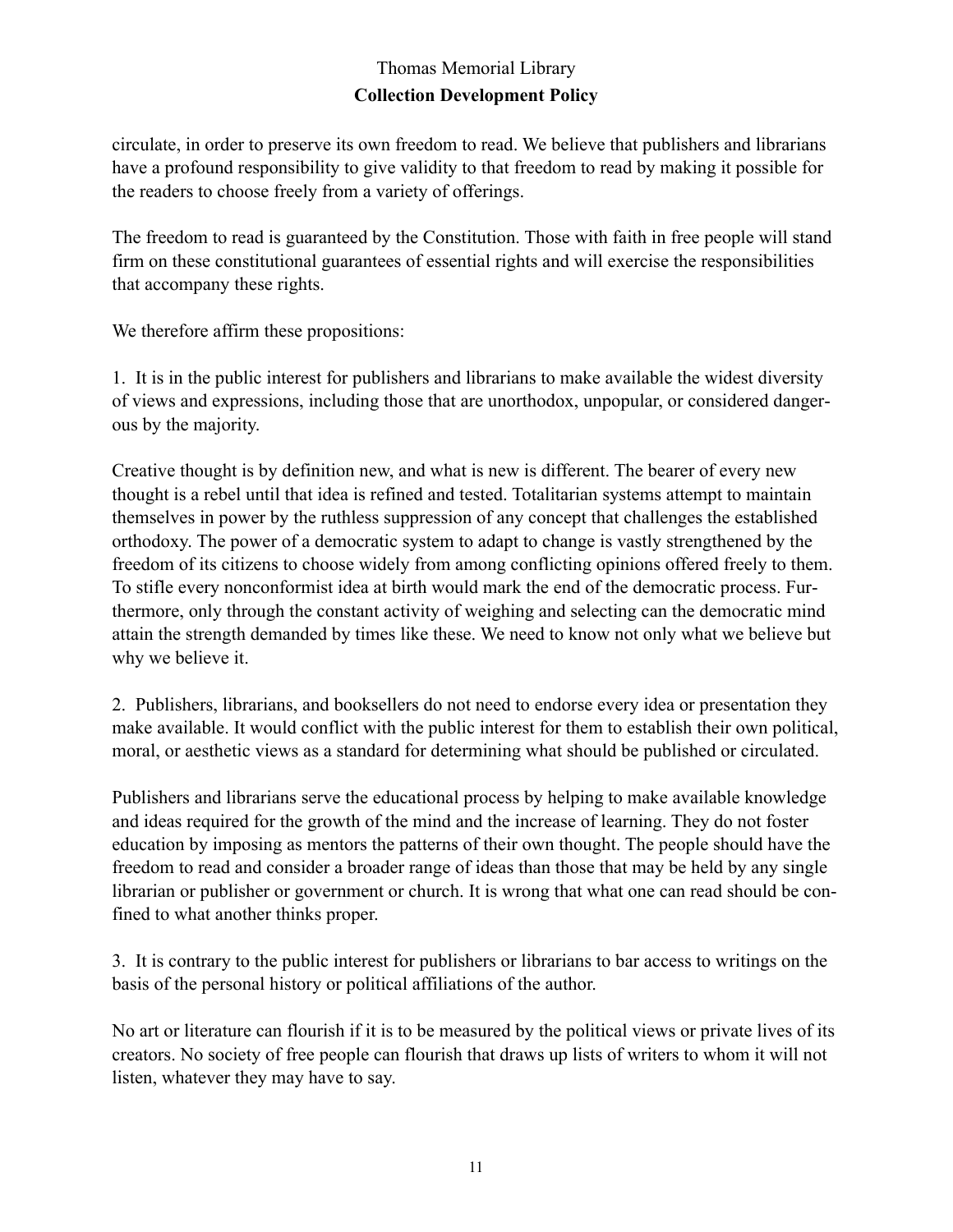circulate, in order to preserve its own freedom to read. We believe that publishers and librarians have a profound responsibility to give validity to that freedom to read by making it possible for the readers to choose freely from a variety of offerings.

The freedom to read is guaranteed by the Constitution. Those with faith in free people will stand firm on these constitutional guarantees of essential rights and will exercise the responsibilities that accompany these rights.

We therefore affirm these propositions:

1. It is in the public interest for publishers and librarians to make available the widest diversity of views and expressions, including those that are unorthodox, unpopular, or considered dangerous by the majority.

Creative thought is by definition new, and what is new is different. The bearer of every new thought is a rebel until that idea is refined and tested. Totalitarian systems attempt to maintain themselves in power by the ruthless suppression of any concept that challenges the established orthodoxy. The power of a democratic system to adapt to change is vastly strengthened by the freedom of its citizens to choose widely from among conflicting opinions offered freely to them. To stifle every nonconformist idea at birth would mark the end of the democratic process. Furthermore, only through the constant activity of weighing and selecting can the democratic mind attain the strength demanded by times like these. We need to know not only what we believe but why we believe it.

2. Publishers, librarians, and booksellers do not need to endorse every idea or presentation they make available. It would conflict with the public interest for them to establish their own political, moral, or aesthetic views as a standard for determining what should be published or circulated.

Publishers and librarians serve the educational process by helping to make available knowledge and ideas required for the growth of the mind and the increase of learning. They do not foster education by imposing as mentors the patterns of their own thought. The people should have the freedom to read and consider a broader range of ideas than those that may be held by any single librarian or publisher or government or church. It is wrong that what one can read should be confined to what another thinks proper.

3. It is contrary to the public interest for publishers or librarians to bar access to writings on the basis of the personal history or political affiliations of the author.

No art or literature can flourish if it is to be measured by the political views or private lives of its creators. No society of free people can flourish that draws up lists of writers to whom it will not listen, whatever they may have to say.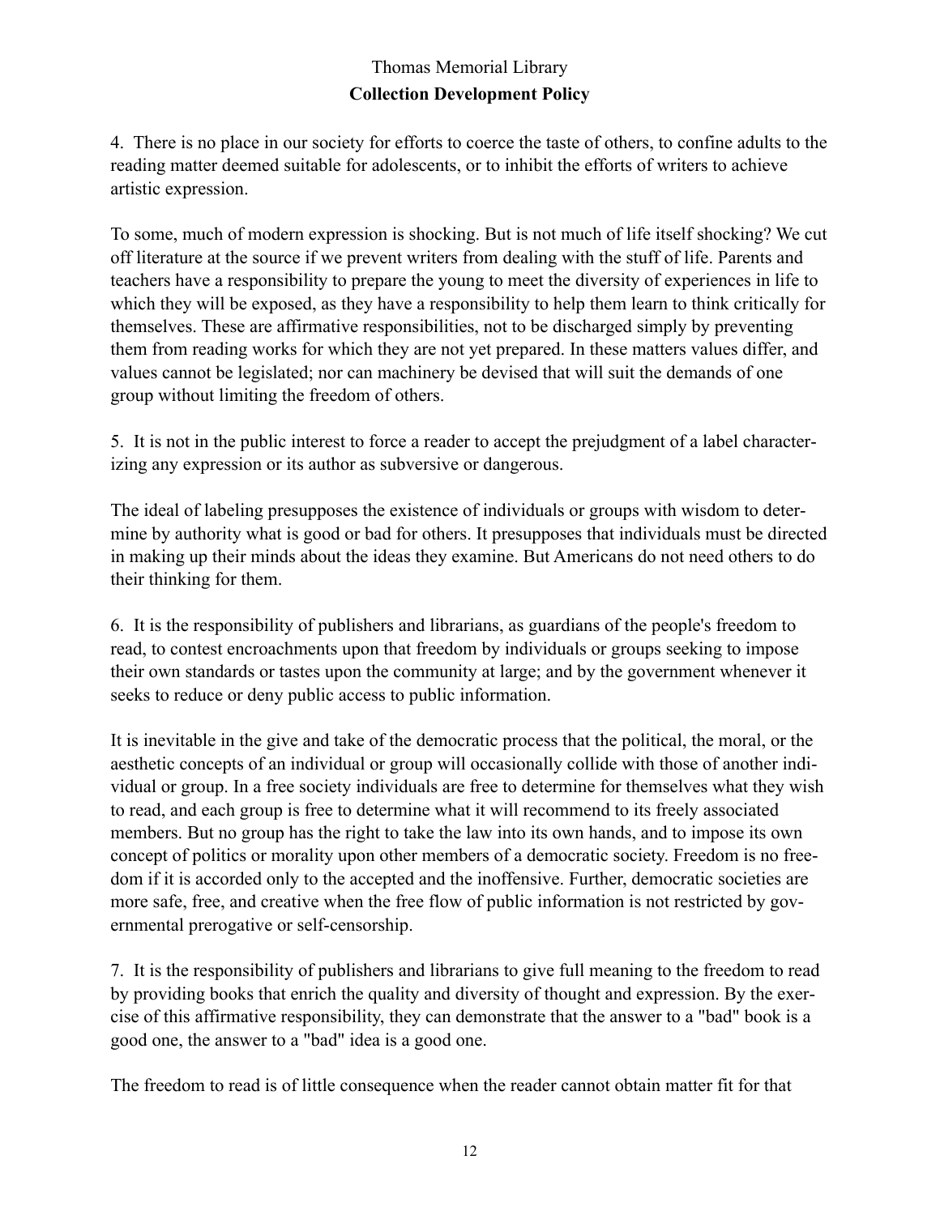4. There is no place in our society for efforts to coerce the taste of others, to confine adults to the reading matter deemed suitable for adolescents, or to inhibit the efforts of writers to achieve artistic expression.

To some, much of modern expression is shocking. But is not much of life itself shocking? We cut off literature at the source if we prevent writers from dealing with the stuff of life. Parents and teachers have a responsibility to prepare the young to meet the diversity of experiences in life to which they will be exposed, as they have a responsibility to help them learn to think critically for themselves. These are affirmative responsibilities, not to be discharged simply by preventing them from reading works for which they are not yet prepared. In these matters values differ, and values cannot be legislated; nor can machinery be devised that will suit the demands of one group without limiting the freedom of others.

5. It is not in the public interest to force a reader to accept the prejudgment of a label characterizing any expression or its author as subversive or dangerous.

The ideal of labeling presupposes the existence of individuals or groups with wisdom to determine by authority what is good or bad for others. It presupposes that individuals must be directed in making up their minds about the ideas they examine. But Americans do not need others to do their thinking for them.

6. It is the responsibility of publishers and librarians, as guardians of the people's freedom to read, to contest encroachments upon that freedom by individuals or groups seeking to impose their own standards or tastes upon the community at large; and by the government whenever it seeks to reduce or deny public access to public information.

It is inevitable in the give and take of the democratic process that the political, the moral, or the aesthetic concepts of an individual or group will occasionally collide with those of another individual or group. In a free society individuals are free to determine for themselves what they wish to read, and each group is free to determine what it will recommend to its freely associated members. But no group has the right to take the law into its own hands, and to impose its own concept of politics or morality upon other members of a democratic society. Freedom is no freedom if it is accorded only to the accepted and the inoffensive. Further, democratic societies are more safe, free, and creative when the free flow of public information is not restricted by governmental prerogative or self-censorship.

7. It is the responsibility of publishers and librarians to give full meaning to the freedom to read by providing books that enrich the quality and diversity of thought and expression. By the exercise of this affirmative responsibility, they can demonstrate that the answer to a "bad" book is a good one, the answer to a "bad" idea is a good one.

The freedom to read is of little consequence when the reader cannot obtain matter fit for that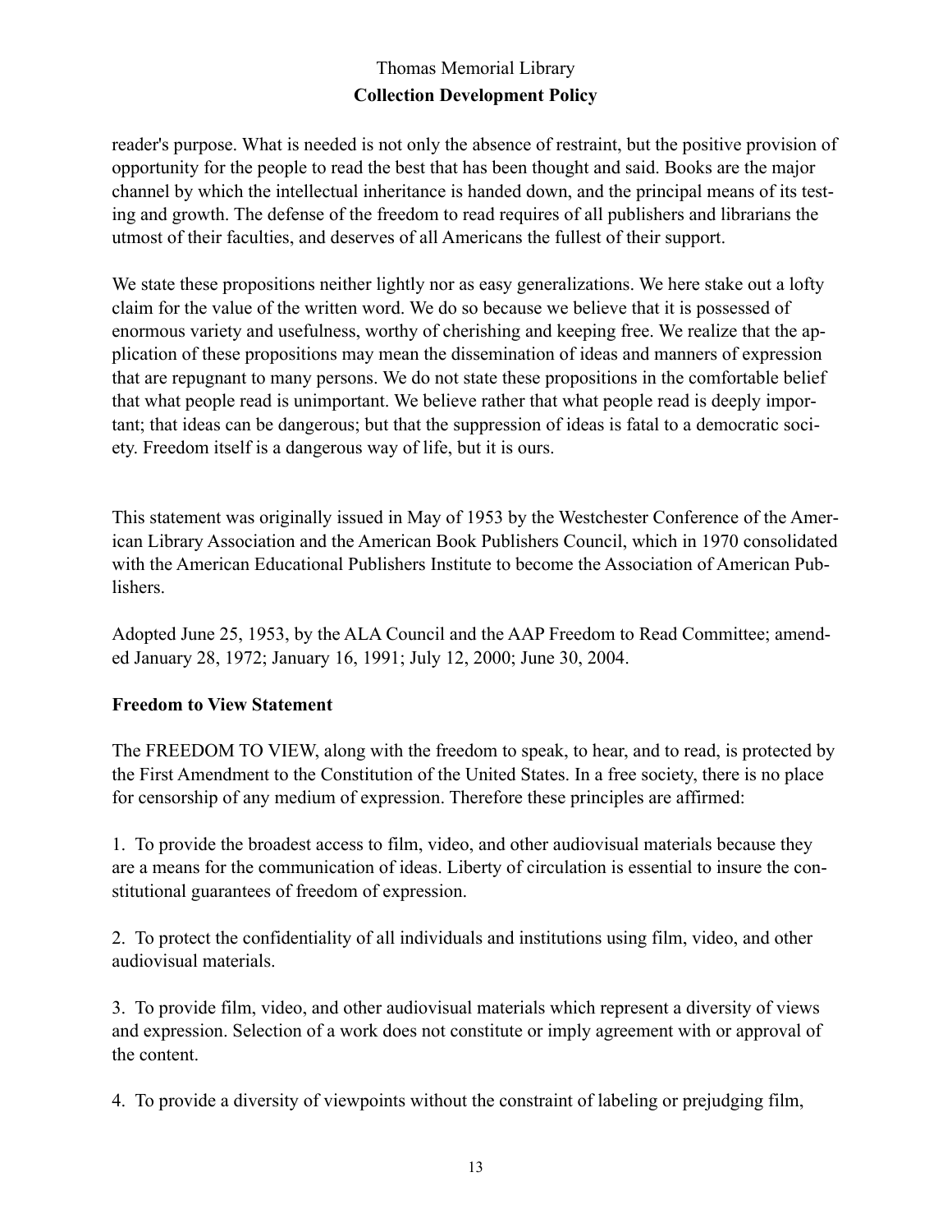reader's purpose. What is needed is not only the absence of restraint, but the positive provision of opportunity for the people to read the best that has been thought and said. Books are the major channel by which the intellectual inheritance is handed down, and the principal means of its testing and growth. The defense of the freedom to read requires of all publishers and librarians the utmost of their faculties, and deserves of all Americans the fullest of their support.

We state these propositions neither lightly nor as easy generalizations. We here stake out a lofty claim for the value of the written word. We do so because we believe that it is possessed of enormous variety and usefulness, worthy of cherishing and keeping free. We realize that the application of these propositions may mean the dissemination of ideas and manners of expression that are repugnant to many persons. We do not state these propositions in the comfortable belief that what people read is unimportant. We believe rather that what people read is deeply important; that ideas can be dangerous; but that the suppression of ideas is fatal to a democratic society. Freedom itself is a dangerous way of life, but it is ours.

This statement was originally issued in May of 1953 by the Westchester Conference of the American Library Association and the American Book Publishers Council, which in 1970 consolidated with the American Educational Publishers Institute to become the Association of American Publishers.

Adopted June 25, 1953, by the ALA Council and the AAP Freedom to Read Committee; amended January 28, 1972; January 16, 1991; July 12, 2000; June 30, 2004.

**Freedom to View Statement**

The FREEDOM TO VIEW, along with the freedom to speak, to hear, and to read, is protected by the First Amendment to the Constitution of the United States. In a free society, there is no place for censorship of any medium of expression. Therefore these principles are affirmed:

1. To provide the broadest access to film, video, and other audiovisual materials because they are a means for the communication of ideas. Liberty of circulation is essential to insure the constitutional guarantees of freedom of expression.

2. To protect the confidentiality of all individuals and institutions using film, video, and other audiovisual materials.

3. To provide film, video, and other audiovisual materials which represent a diversity of views and expression. Selection of a work does not constitute or imply agreement with or approval of the content.

4. To provide a diversity of viewpoints without the constraint of labeling or prejudging film,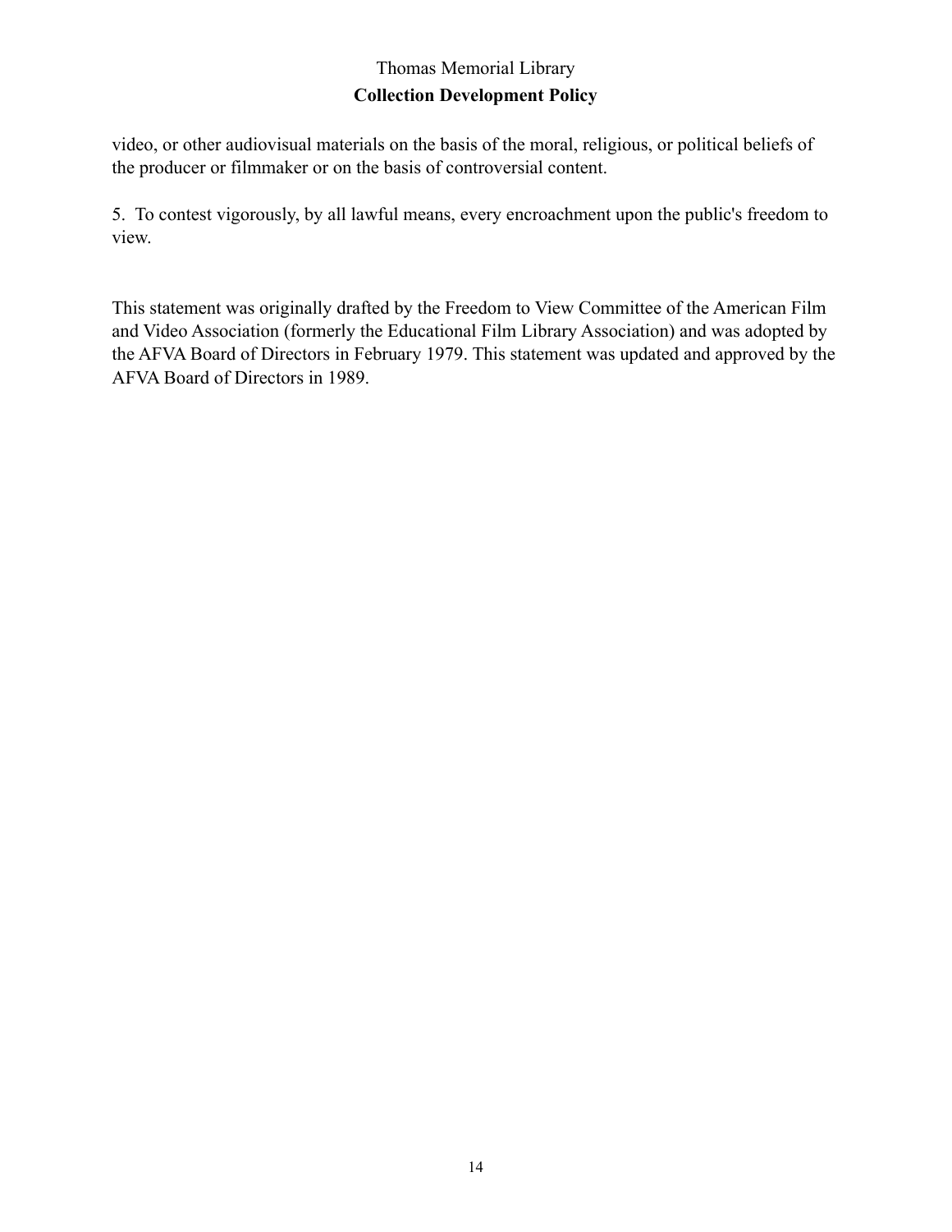video, or other audiovisual materials on the basis of the moral, religious, or political beliefs of the producer or filmmaker or on the basis of controversial content.

5. To contest vigorously, by all lawful means, every encroachment upon the public's freedom to view.

This statement was originally drafted by the Freedom to View Committee of the American Film and Video Association (formerly the Educational Film Library Association) and was adopted by the AFVA Board of Directors in February 1979. This statement was updated and approved by the AFVA Board of Directors in 1989.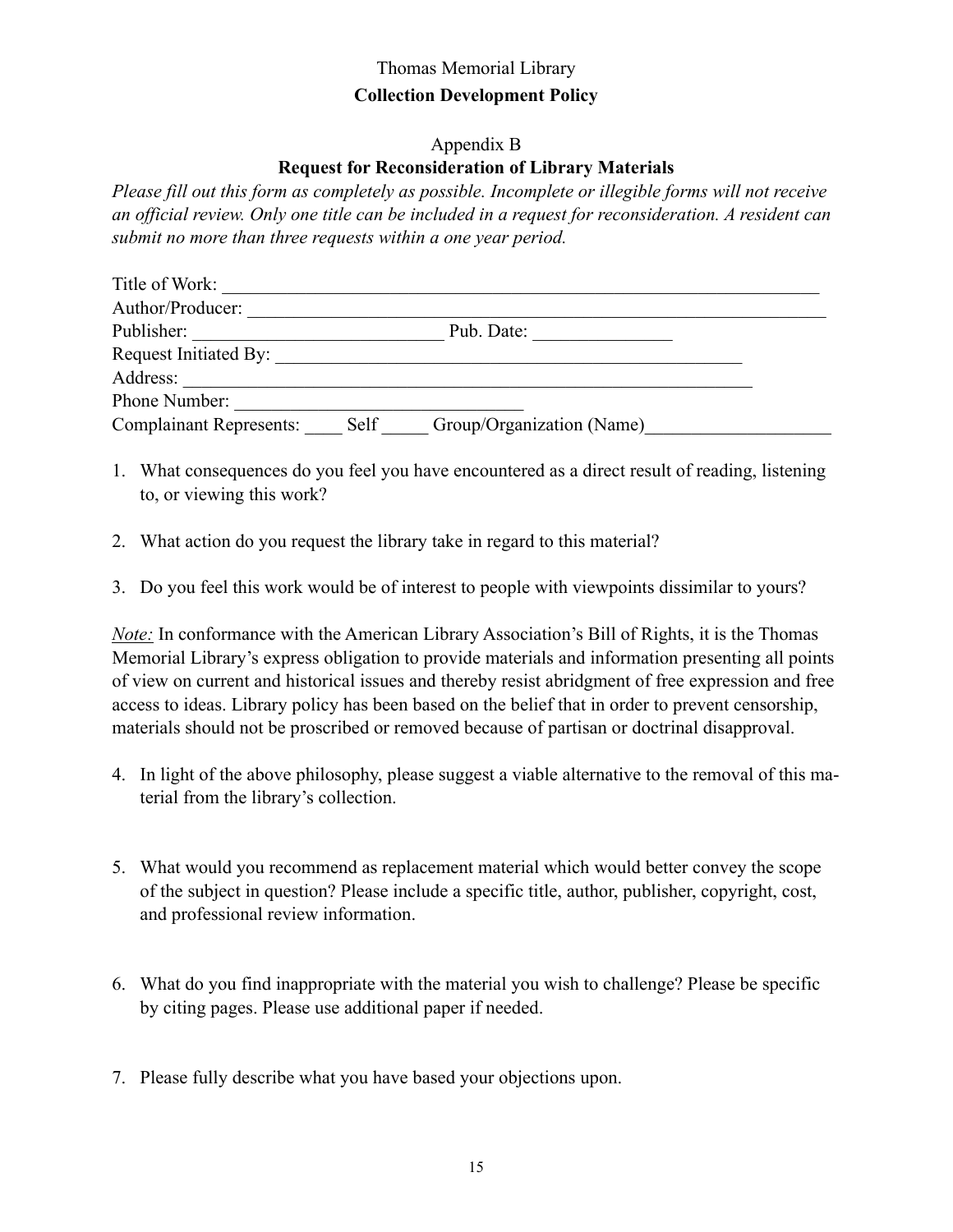Thomas Memorial Library

**Collection Development Policy**

Appendix B

**Request for Reconsideration of Library Materials**

*Please fill out this form as completely as possible. Incomplete or illegible forms will not receive an official review. Only one title can be included in a request for reconsideration. A resident can submit no more than three requests within a one year period.*

Title of Work: ______________________________________________________________________

Author/Producer: ____________________________________________________________________

Publisher: ___________________________ Pub. Date: _______________

Request Initiated By: ____________________________________________________

Address: ______________________________________________________________

Phone Number: ______________________________

Complainant Represents: ____ Self _____ Group/Organization (Name)___________________

1. What consequences do you feel you have encountered as a direct result of reading, listening to, or viewing this work?

2. What action do you request the library take in regard to this material?

3. Do you feel this work would be of interest to people with viewpoints dissimilar to yours?

*Note:* In conformance with the American Library Association's Bill of Rights, it is the Thomas Memorial Library's express obligation to provide materials and information presenting all points of view on current and historical issues and thereby resist abridgment of free expression and free access to ideas. Library policy has been based on the belief that in order to prevent censorship, materials should not be proscribed or removed because of partisan or doctrinal disapproval.

4. In light of the above philosophy, please suggest a viable alternative to the removal of this material from the library's collection.

5. What would you recommend as replacement material which would better convey the scope of the subject in question? Please include a specific title, author, publisher, copyright, cost, and professional review information.

6. What do you find inappropriate with the material you wish to challenge? Please be specific by citing pages. Please use additional paper if needed.

7. Please fully describe what you have based your objections upon.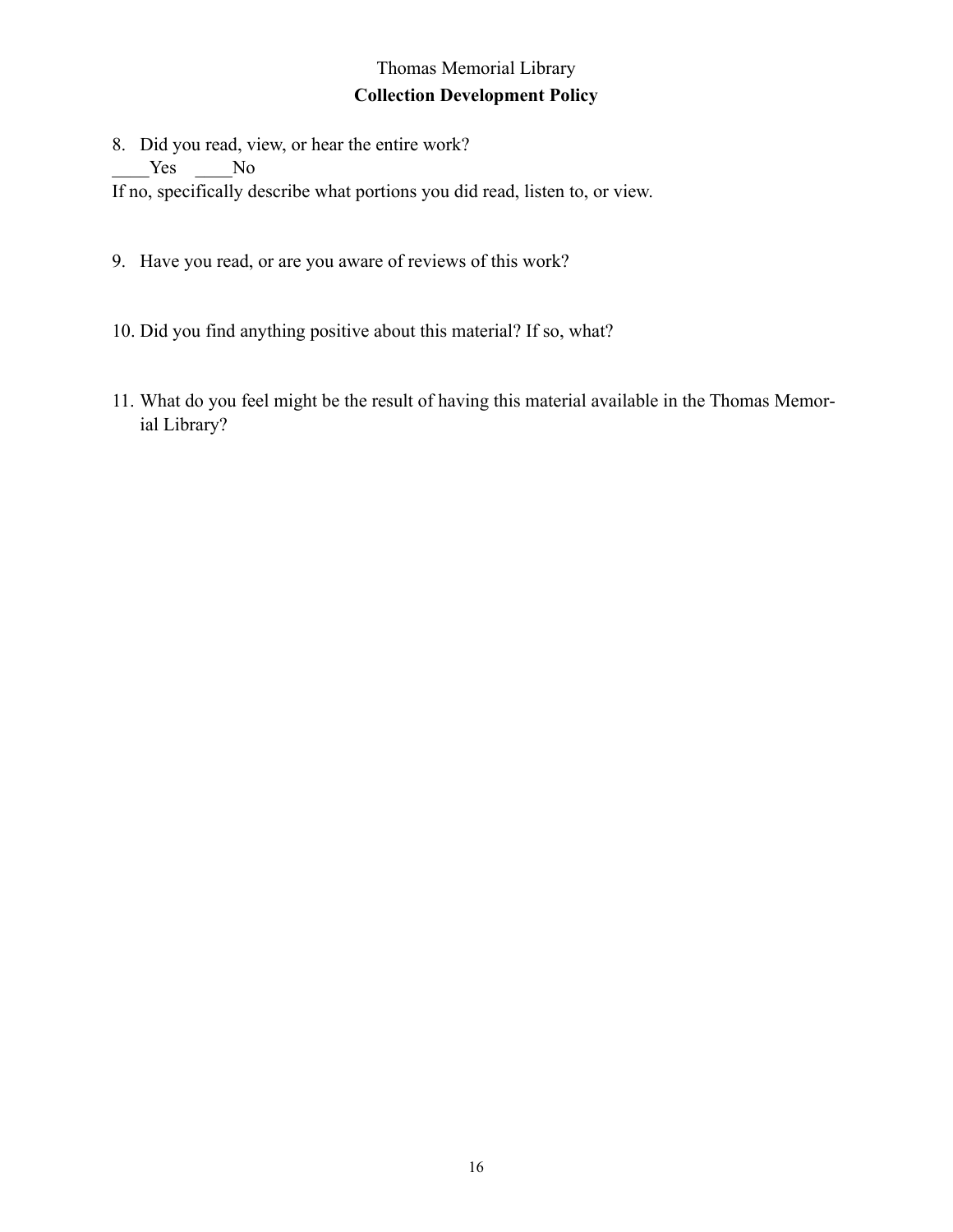8. Did you read, view, or hear the entire work?

____Yes ____No

If no, specifically describe what portions you did read, listen to, or view.

9. Have you read, or are you aware of reviews of this work?

10. Did you find anything positive about this material? If so, what?

11. What do you feel might be the result of having this material available in the Thomas Memorial Library?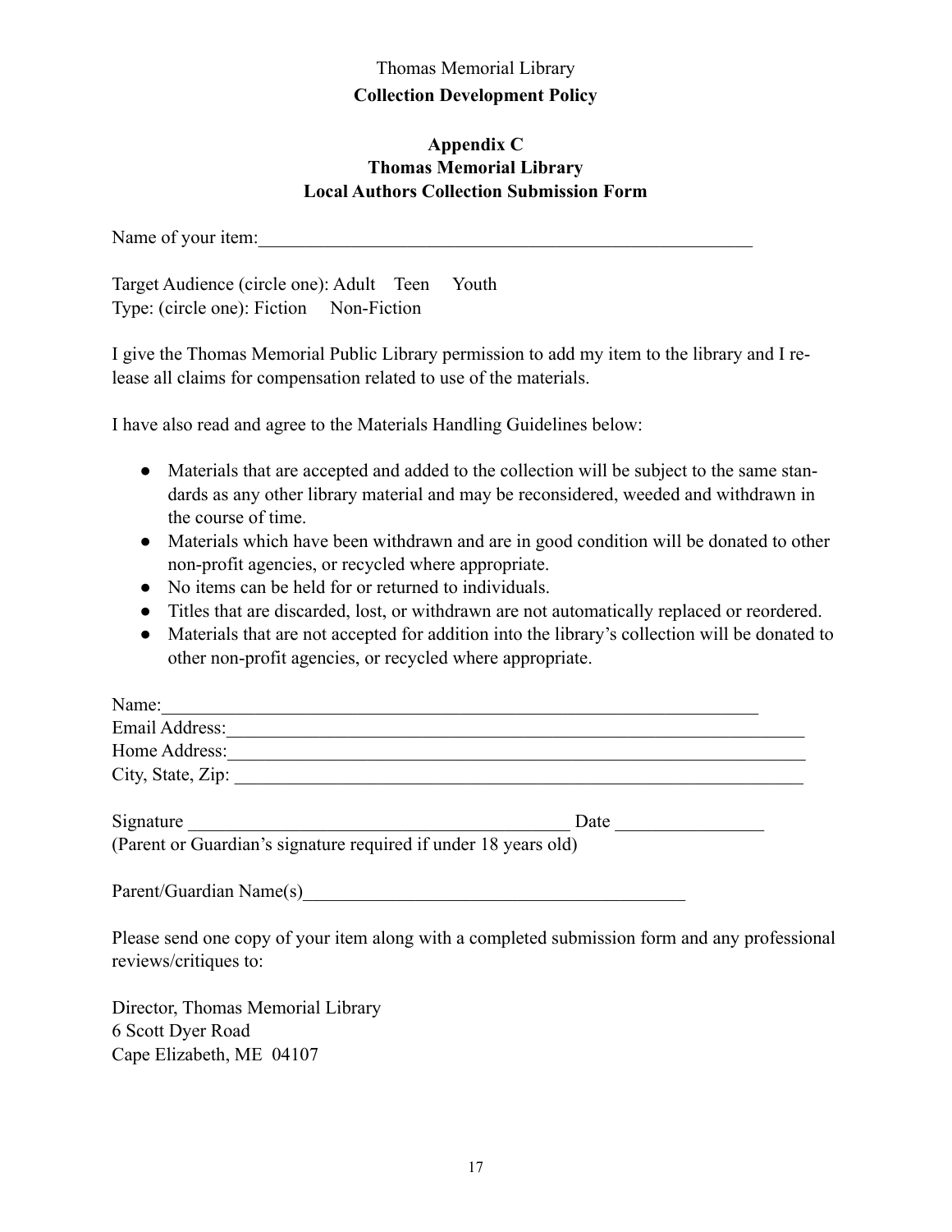Thomas Memorial Library

**Collection Development Policy**

## Appendix C
## Thomas Memorial Library
## Local Authors Collection Submission Form

Name of your item:_______________________________________________________

Target Audience (circle one): Adult Teen Youth
Type: (circle one): Fiction Non-Fiction

I give the Thomas Memorial Public Library permission to add my item to the library and I release all claims for compensation related to use of the materials.

I have also read and agree to the Materials Handling Guidelines below:

- Materials that are accepted and added to the collection will be subject to the same standards as any other library material and may be reconsidered, weeded and withdrawn in the course of time.
- Materials which have been withdrawn and are in good condition will be donated to other non-profit agencies, or recycled where appropriate.
- No items can be held for or returned to individuals.
- Titles that are discarded, lost, or withdrawn are not automatically replaced or reordered.
- Materials that are not accepted for addition into the library's collection will be donated to other non-profit agencies, or recycled where appropriate.

Name:_________________________________________________________________
Email Address:__________________________________________________________
Home Address:__________________________________________________________
City, State, Zip: ________________________________________________________

Signature ________________________________________ Date ________________
(Parent or Guardian's signature required if under 18 years old)

Parent/Guardian Name(s)__________________________________________

Please send one copy of your item along with a completed submission form and any professional reviews/critiques to:

Director, Thomas Memorial Library
6 Scott Dyer Road
Cape Elizabeth, ME 04107